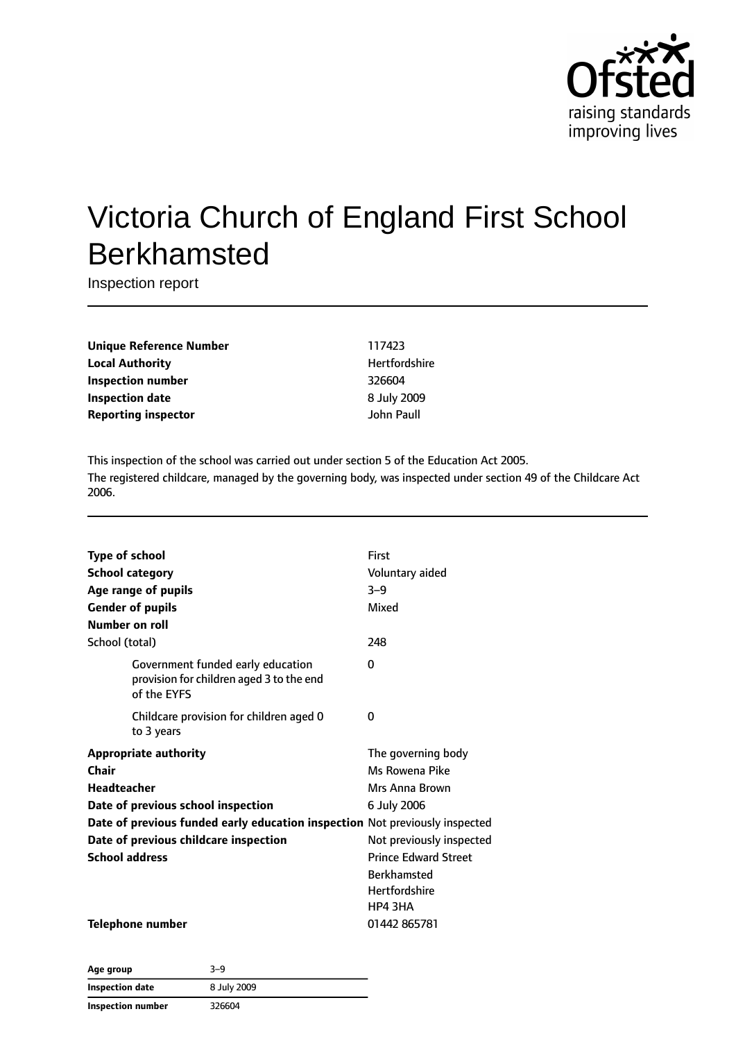# Victoria Church of England First School Berkhamsted

Inspection report

| | |
|---|---|
| **Unique Reference Number** | 117423 |
| **Local Authority** | Hertfordshire |
| **Inspection number** | 326604 |
| **Inspection date** | 8 July 2009 |
| **Reporting inspector** | John Paull |

This inspection of the school was carried out under section 5 of the Education Act 2005.

The registered childcare, managed by the governing body, was inspected under section 49 of the Childcare Act 2006.

| | |
|---|---|
| **Type of school** | First |
| **School category** | Voluntary aided |
| **Age range of pupils** | 3–9 |
| **Gender of pupils** | Mixed |
| **Number on roll** | |
| School (total) | 248 |
| Government funded early education provision for children aged 3 to the end of the EYFS | 0 |
| Childcare provision for children aged 0 to 3 years | 0 |
| **Appropriate authority** | The governing body |
| **Chair** | Ms Rowena Pike |
| **Headteacher** | Mrs Anna Brown |
| **Date of previous school inspection** | 6 July 2006 |
| **Date of previous funded early education inspection** | Not previously inspected |
| **Date of previous childcare inspection** | Not previously inspected |
| **School address** | Prince Edward Street<br>Berkhamsted<br>Hertfordshire<br>HP4 3HA |
| **Telephone number** | 01442 865781 |

| | |
|---|---|
| **Age group** | 3–9 |
| **Inspection date** | 8 July 2009 |
| **Inspection number** | 326604 |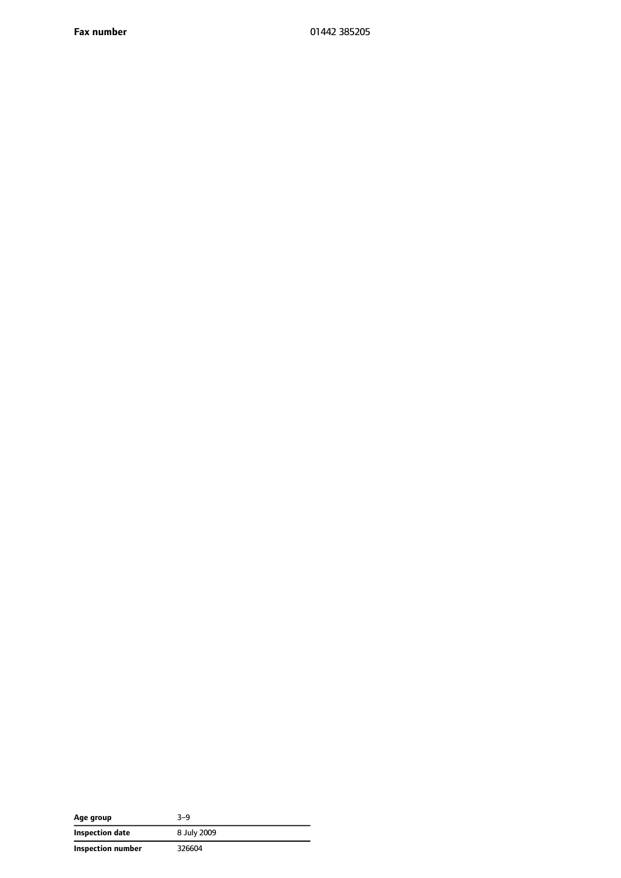| | |
|---|---|
| **Fax number** | 01442 385205 |

| | |
|---|---|
| **Age group** | 3–9 |
| **Inspection date** | 8 July 2009 |
| **Inspection number** | 326604 |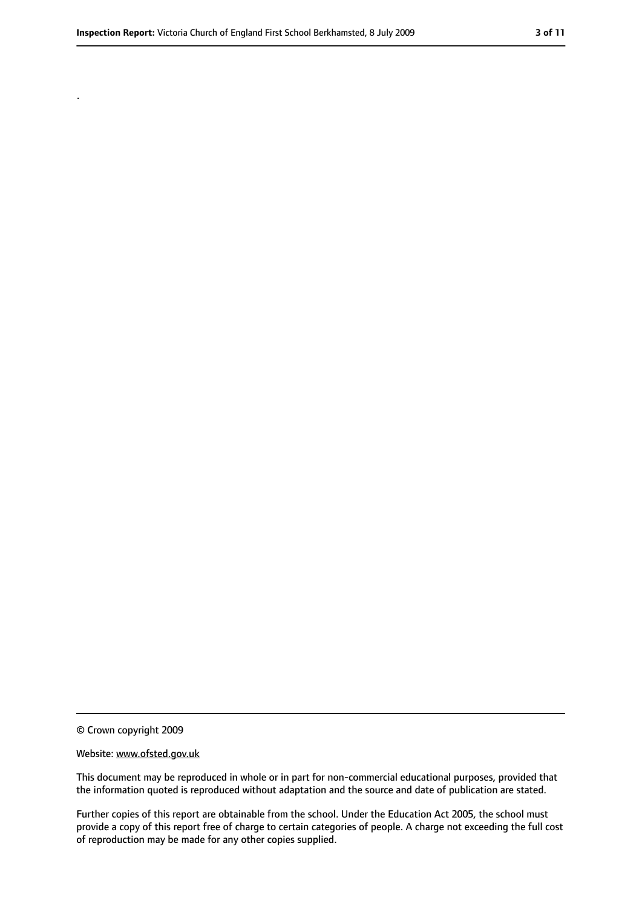.

© Crown copyright 2009

Website: www.ofsted.gov.uk

This document may be reproduced in whole or in part for non-commercial educational purposes, provided that the information quoted is reproduced without adaptation and the source and date of publication are stated.

Further copies of this report are obtainable from the school. Under the Education Act 2005, the school must provide a copy of this report free of charge to certain categories of people. A charge not exceeding the full cost of reproduction may be made for any other copies supplied.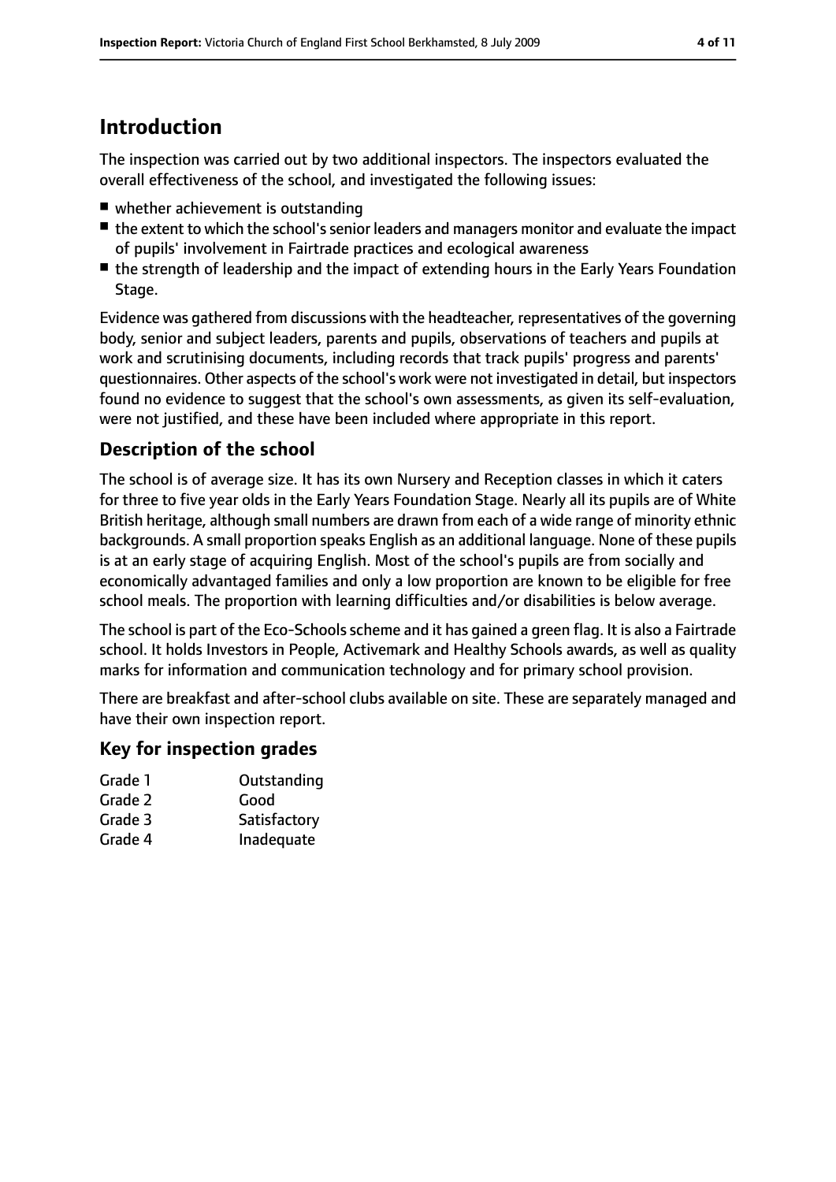## Introduction

The inspection was carried out by two additional inspectors. The inspectors evaluated the overall effectiveness of the school, and investigated the following issues:

- whether achievement is outstanding
- the extent to which the school's senior leaders and managers monitor and evaluate the impact of pupils' involvement in Fairtrade practices and ecological awareness
- the strength of leadership and the impact of extending hours in the Early Years Foundation Stage.

Evidence was gathered from discussions with the headteacher, representatives of the governing body, senior and subject leaders, parents and pupils, observations of teachers and pupils at work and scrutinising documents, including records that track pupils' progress and parents' questionnaires. Other aspects of the school's work were not investigated in detail, but inspectors found no evidence to suggest that the school's own assessments, as given its self-evaluation, were not justified, and these have been included where appropriate in this report.

### Description of the school

The school is of average size. It has its own Nursery and Reception classes in which it caters for three to five year olds in the Early Years Foundation Stage. Nearly all its pupils are of White British heritage, although small numbers are drawn from each of a wide range of minority ethnic backgrounds. A small proportion speaks English as an additional language. None of these pupils is at an early stage of acquiring English. Most of the school's pupils are from socially and economically advantaged families and only a low proportion are known to be eligible for free school meals. The proportion with learning difficulties and/or disabilities is below average.

The school is part of the Eco-Schools scheme and it has gained a green flag. It is also a Fairtrade school. It holds Investors in People, Activemark and Healthy Schools awards, as well as quality marks for information and communication technology and for primary school provision.

There are breakfast and after-school clubs available on site. These are separately managed and have their own inspection report.

### Key for inspection grades

| | |
|---|---|
| Grade 1 | Outstanding |
| Grade 2 | Good |
| Grade 3 | Satisfactory |
| Grade 4 | Inadequate |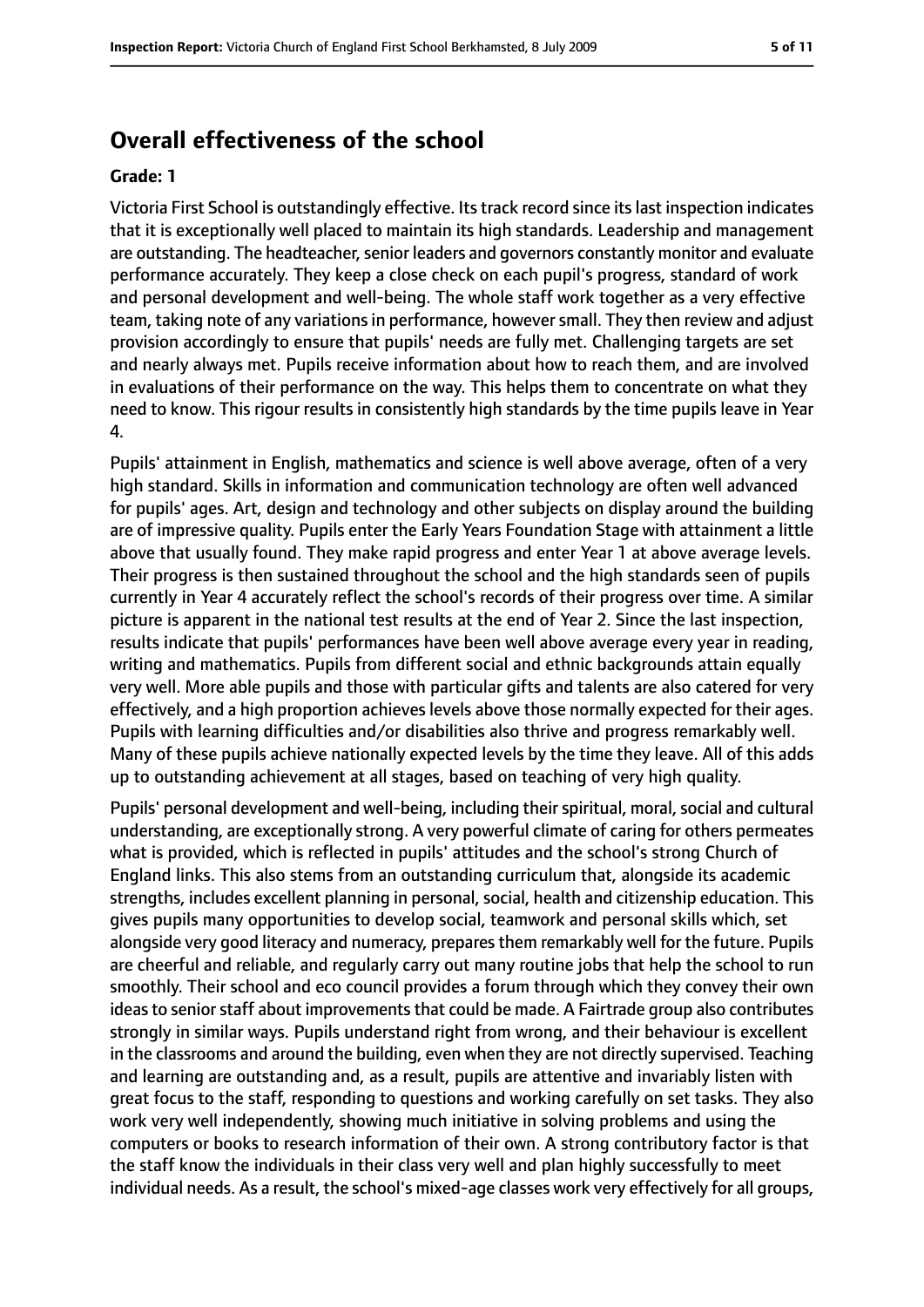## Overall effectiveness of the school

**Grade: 1**

Victoria First School is outstandingly effective. Its track record since its last inspection indicates that it is exceptionally well placed to maintain its high standards. Leadership and management are outstanding. The headteacher, senior leaders and governors constantly monitor and evaluate performance accurately. They keep a close check on each pupil's progress, standard of work and personal development and well-being. The whole staff work together as a very effective team, taking note of any variations in performance, however small. They then review and adjust provision accordingly to ensure that pupils' needs are fully met. Challenging targets are set and nearly always met. Pupils receive information about how to reach them, and are involved in evaluations of their performance on the way. This helps them to concentrate on what they need to know. This rigour results in consistently high standards by the time pupils leave in Year 4.

Pupils' attainment in English, mathematics and science is well above average, often of a very high standard. Skills in information and communication technology are often well advanced for pupils' ages. Art, design and technology and other subjects on display around the building are of impressive quality. Pupils enter the Early Years Foundation Stage with attainment a little above that usually found. They make rapid progress and enter Year 1 at above average levels. Their progress is then sustained throughout the school and the high standards seen of pupils currently in Year 4 accurately reflect the school's records of their progress over time. A similar picture is apparent in the national test results at the end of Year 2. Since the last inspection, results indicate that pupils' performances have been well above average every year in reading, writing and mathematics. Pupils from different social and ethnic backgrounds attain equally very well. More able pupils and those with particular gifts and talents are also catered for very effectively, and a high proportion achieves levels above those normally expected for their ages. Pupils with learning difficulties and/or disabilities also thrive and progress remarkably well. Many of these pupils achieve nationally expected levels by the time they leave. All of this adds up to outstanding achievement at all stages, based on teaching of very high quality.

Pupils' personal development and well-being, including their spiritual, moral, social and cultural understanding, are exceptionally strong. A very powerful climate of caring for others permeates what is provided, which is reflected in pupils' attitudes and the school's strong Church of England links. This also stems from an outstanding curriculum that, alongside its academic strengths, includes excellent planning in personal, social, health and citizenship education. This gives pupils many opportunities to develop social, teamwork and personal skills which, set alongside very good literacy and numeracy, prepares them remarkably well for the future. Pupils are cheerful and reliable, and regularly carry out many routine jobs that help the school to run smoothly. Their school and eco council provides a forum through which they convey their own ideas to senior staff about improvements that could be made. A Fairtrade group also contributes strongly in similar ways. Pupils understand right from wrong, and their behaviour is excellent in the classrooms and around the building, even when they are not directly supervised. Teaching and learning are outstanding and, as a result, pupils are attentive and invariably listen with great focus to the staff, responding to questions and working carefully on set tasks. They also work very well independently, showing much initiative in solving problems and using the computers or books to research information of their own. A strong contributory factor is that the staff know the individuals in their class very well and plan highly successfully to meet individual needs. As a result, the school's mixed-age classes work very effectively for all groups,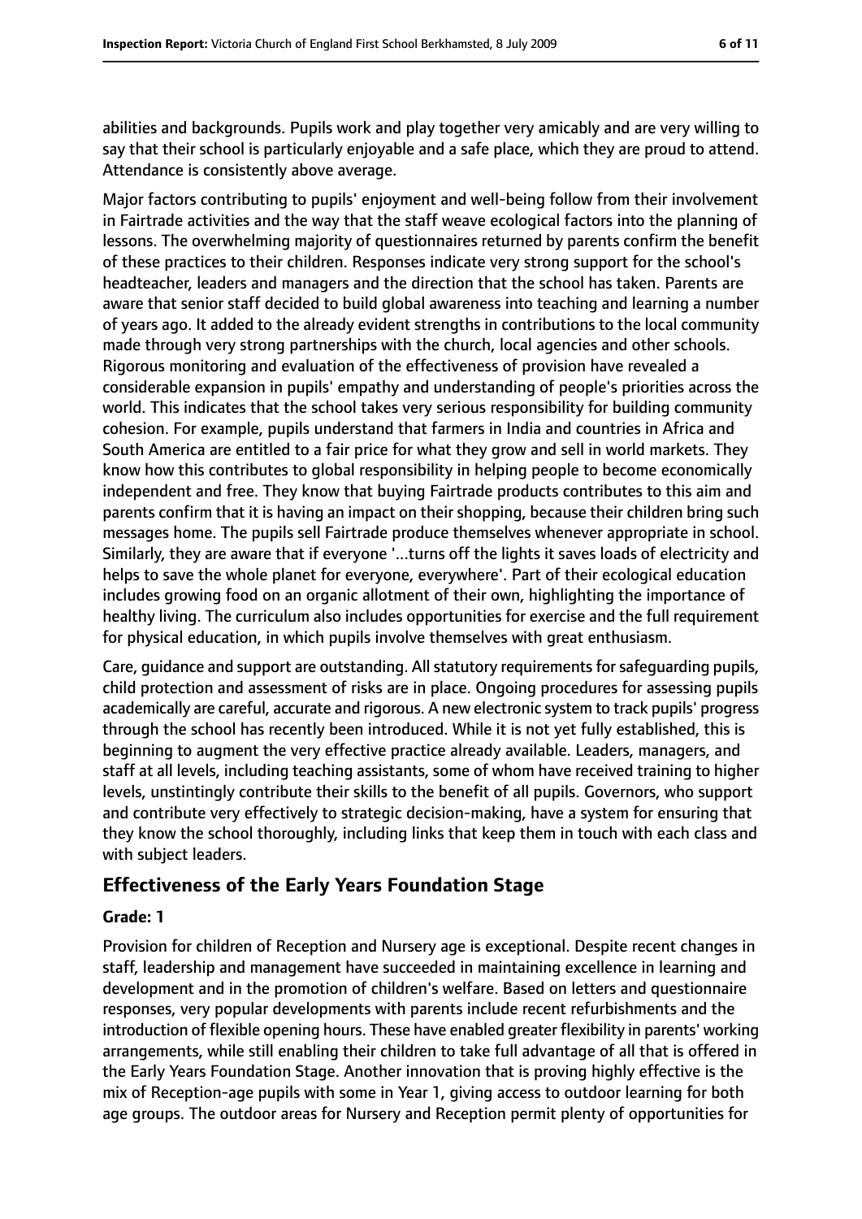abilities and backgrounds. Pupils work and play together very amicably and are very willing to say that their school is particularly enjoyable and a safe place, which they are proud to attend. Attendance is consistently above average.

Major factors contributing to pupils' enjoyment and well-being follow from their involvement in Fairtrade activities and the way that the staff weave ecological factors into the planning of lessons. The overwhelming majority of questionnaires returned by parents confirm the benefit of these practices to their children. Responses indicate very strong support for the school's headteacher, leaders and managers and the direction that the school has taken. Parents are aware that senior staff decided to build global awareness into teaching and learning a number of years ago. It added to the already evident strengths in contributions to the local community made through very strong partnerships with the church, local agencies and other schools. Rigorous monitoring and evaluation of the effectiveness of provision have revealed a considerable expansion in pupils' empathy and understanding of people's priorities across the world. This indicates that the school takes very serious responsibility for building community cohesion. For example, pupils understand that farmers in India and countries in Africa and South America are entitled to a fair price for what they grow and sell in world markets. They know how this contributes to global responsibility in helping people to become economically independent and free. They know that buying Fairtrade products contributes to this aim and parents confirm that it is having an impact on their shopping, because their children bring such messages home. The pupils sell Fairtrade produce themselves whenever appropriate in school. Similarly, they are aware that if everyone '...turns off the lights it saves loads of electricity and helps to save the whole planet for everyone, everywhere'. Part of their ecological education includes growing food on an organic allotment of their own, highlighting the importance of healthy living. The curriculum also includes opportunities for exercise and the full requirement for physical education, in which pupils involve themselves with great enthusiasm.

Care, guidance and support are outstanding. All statutory requirements for safeguarding pupils, child protection and assessment of risks are in place. Ongoing procedures for assessing pupils academically are careful, accurate and rigorous. A new electronic system to track pupils' progress through the school has recently been introduced. While it is not yet fully established, this is beginning to augment the very effective practice already available. Leaders, managers, and staff at all levels, including teaching assistants, some of whom have received training to higher levels, unstintingly contribute their skills to the benefit of all pupils. Governors, who support and contribute very effectively to strategic decision-making, have a system for ensuring that they know the school thoroughly, including links that keep them in touch with each class and with subject leaders.

## Effectiveness of the Early Years Foundation Stage

**Grade: 1**

Provision for children of Reception and Nursery age is exceptional. Despite recent changes in staff, leadership and management have succeeded in maintaining excellence in learning and development and in the promotion of children's welfare. Based on letters and questionnaire responses, very popular developments with parents include recent refurbishments and the introduction of flexible opening hours. These have enabled greater flexibility in parents' working arrangements, while still enabling their children to take full advantage of all that is offered in the Early Years Foundation Stage. Another innovation that is proving highly effective is the mix of Reception-age pupils with some in Year 1, giving access to outdoor learning for both age groups. The outdoor areas for Nursery and Reception permit plenty of opportunities for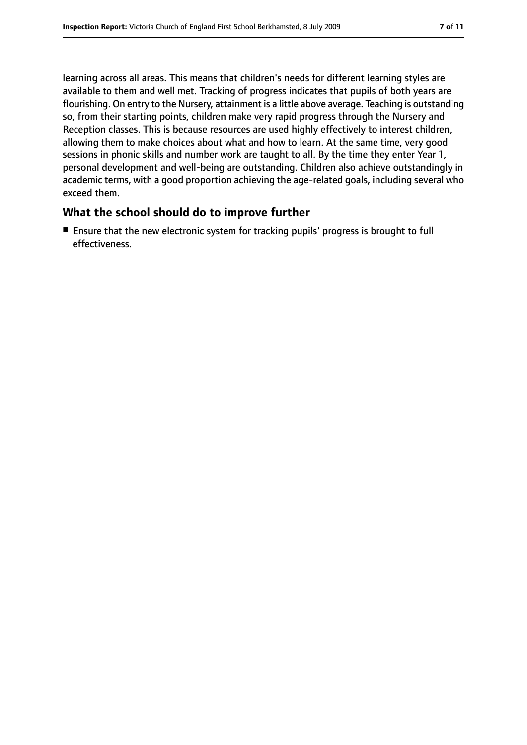learning across all areas. This means that children's needs for different learning styles are available to them and well met. Tracking of progress indicates that pupils of both years are flourishing. On entry to the Nursery, attainment is a little above average. Teaching is outstanding so, from their starting points, children make very rapid progress through the Nursery and Reception classes. This is because resources are used highly effectively to interest children, allowing them to make choices about what and how to learn. At the same time, very good sessions in phonic skills and number work are taught to all. By the time they enter Year 1, personal development and well-being are outstanding. Children also achieve outstandingly in academic terms, with a good proportion achieving the age-related goals, including several who exceed them.

## What the school should do to improve further

- Ensure that the new electronic system for tracking pupils' progress is brought to full effectiveness.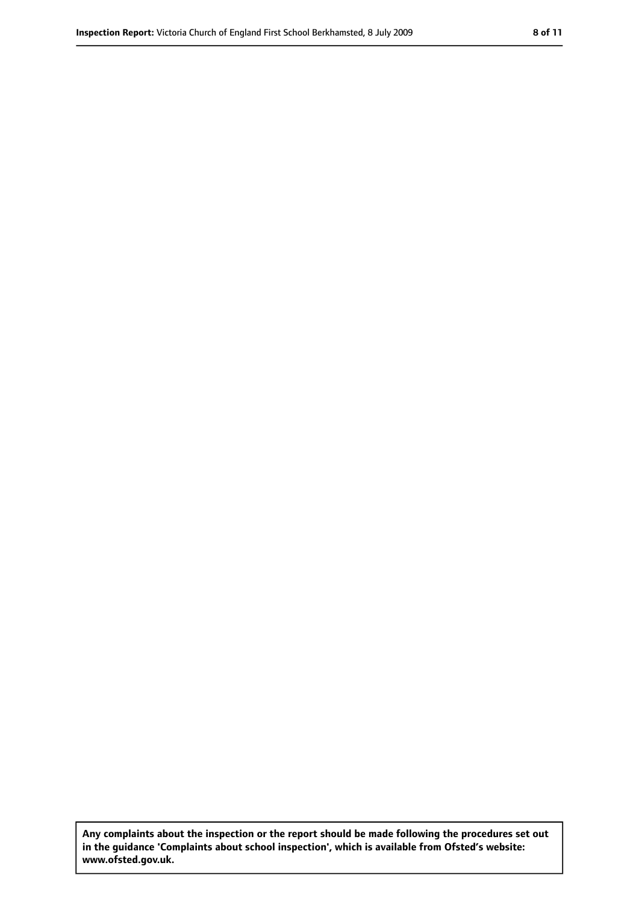**Any complaints about the inspection or the report should be made following the procedures set out in the guidance 'Complaints about school inspection', which is available from Ofsted's website: www.ofsted.gov.uk.**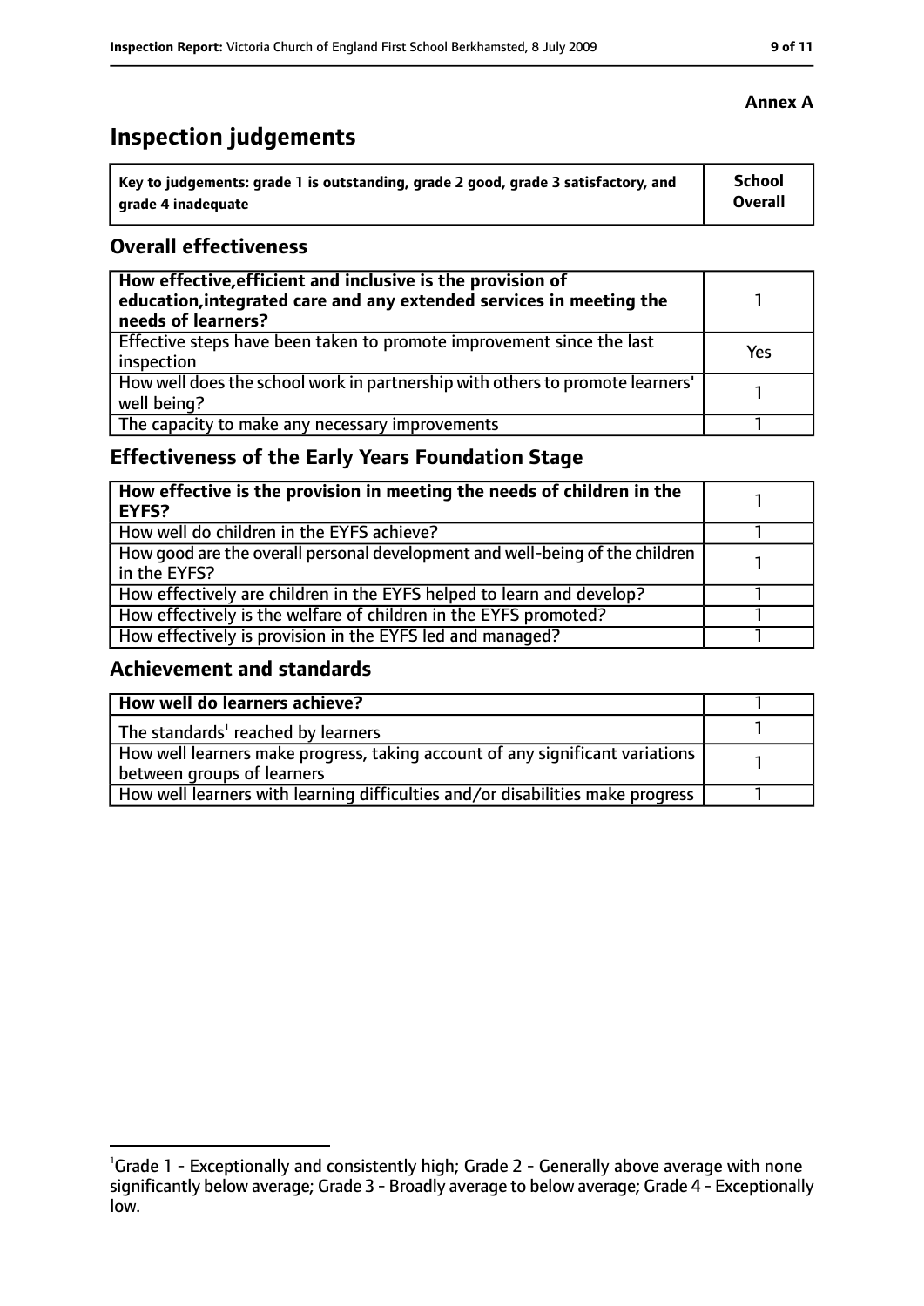**Annex A**

# Inspection judgements

| Key to judgements: grade 1 is outstanding, grade 2 good, grade 3 satisfactory, and grade 4 inadequate | School Overall |
|---|---|

## Overall effectiveness

| | |
|---|---|
| **How effective, efficient and inclusive is the provision of education, integrated care and any extended services in meeting the needs of learners?** | 1 |
| Effective steps have been taken to promote improvement since the last inspection | Yes |
| How well does the school work in partnership with others to promote learners' well being? | 1 |
| The capacity to make any necessary improvements | 1 |

## Effectiveness of the Early Years Foundation Stage

| | |
|---|---|
| **How effective is the provision in meeting the needs of children in the EYFS?** | 1 |
| How well do children in the EYFS achieve? | 1 |
| How good are the overall personal development and well-being of the children in the EYFS? | 1 |
| How effectively are children in the EYFS helped to learn and develop? | 1 |
| How effectively is the welfare of children in the EYFS promoted? | 1 |
| How effectively is provision in the EYFS led and managed? | 1 |

## Achievement and standards

| | |
|---|---|
| **How well do learners achieve?** | 1 |
| The standards[1] reached by learners | 1 |
| How well learners make progress, taking account of any significant variations between groups of learners | 1 |
| How well learners with learning difficulties and/or disabilities make progress | 1 |

[1]Grade 1 - Exceptionally and consistently high; Grade 2 - Generally above average with none significantly below average; Grade 3 - Broadly average to below average; Grade 4 - Exceptionally low.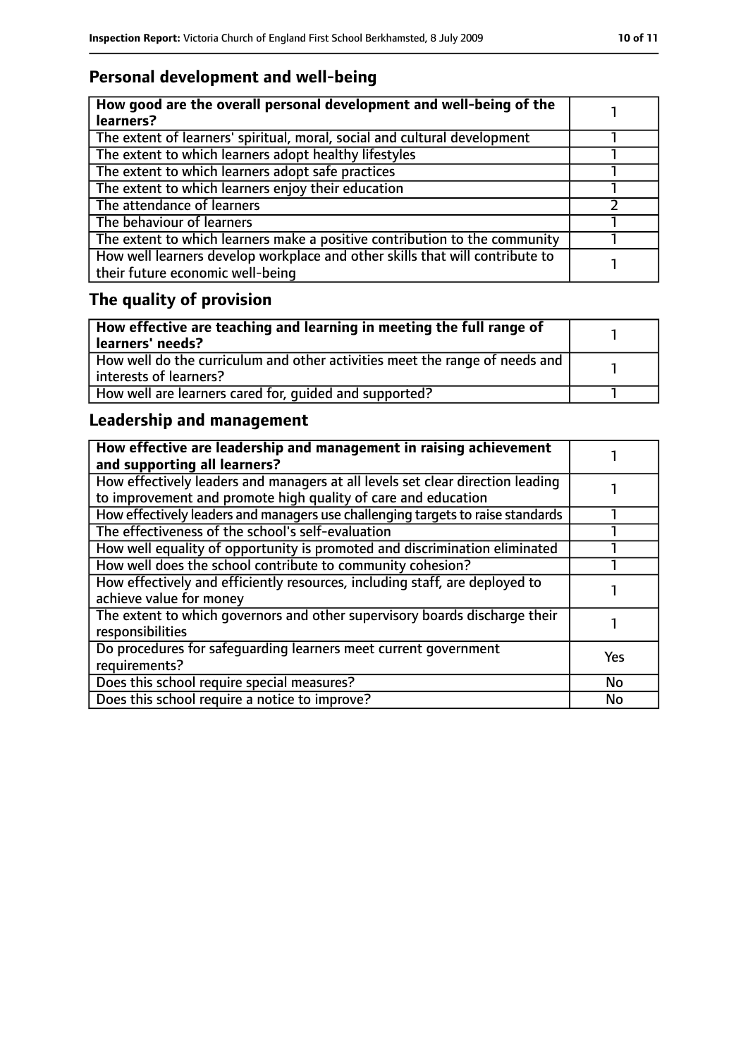## Personal development and well-being

| How good are the overall personal development and well-being of the learners? | 1 |
|---|---|
| The extent of learners' spiritual, moral, social and cultural development | 1 |
| The extent to which learners adopt healthy lifestyles | 1 |
| The extent to which learners adopt safe practices | 1 |
| The extent to which learners enjoy their education | 1 |
| The attendance of learners | 2 |
| The behaviour of learners | 1 |
| The extent to which learners make a positive contribution to the community | 1 |
| How well learners develop workplace and other skills that will contribute to their future economic well-being | 1 |

## The quality of provision

| How effective are teaching and learning in meeting the full range of learners' needs? | 1 |
|---|---|
| How well do the curriculum and other activities meet the range of needs and interests of learners? | 1 |
| How well are learners cared for, guided and supported? | 1 |

## Leadership and management

| How effective are leadership and management in raising achievement and supporting all learners? | 1 |
|---|---|
| How effectively leaders and managers at all levels set clear direction leading to improvement and promote high quality of care and education | 1 |
| How effectively leaders and managers use challenging targets to raise standards | 1 |
| The effectiveness of the school's self-evaluation | 1 |
| How well equality of opportunity is promoted and discrimination eliminated | 1 |
| How well does the school contribute to community cohesion? | 1 |
| How effectively and efficiently resources, including staff, are deployed to achieve value for money | 1 |
| The extent to which governors and other supervisory boards discharge their responsibilities | 1 |
| Do procedures for safeguarding learners meet current government requirements? | Yes |
| Does this school require special measures? | No |
| Does this school require a notice to improve? | No |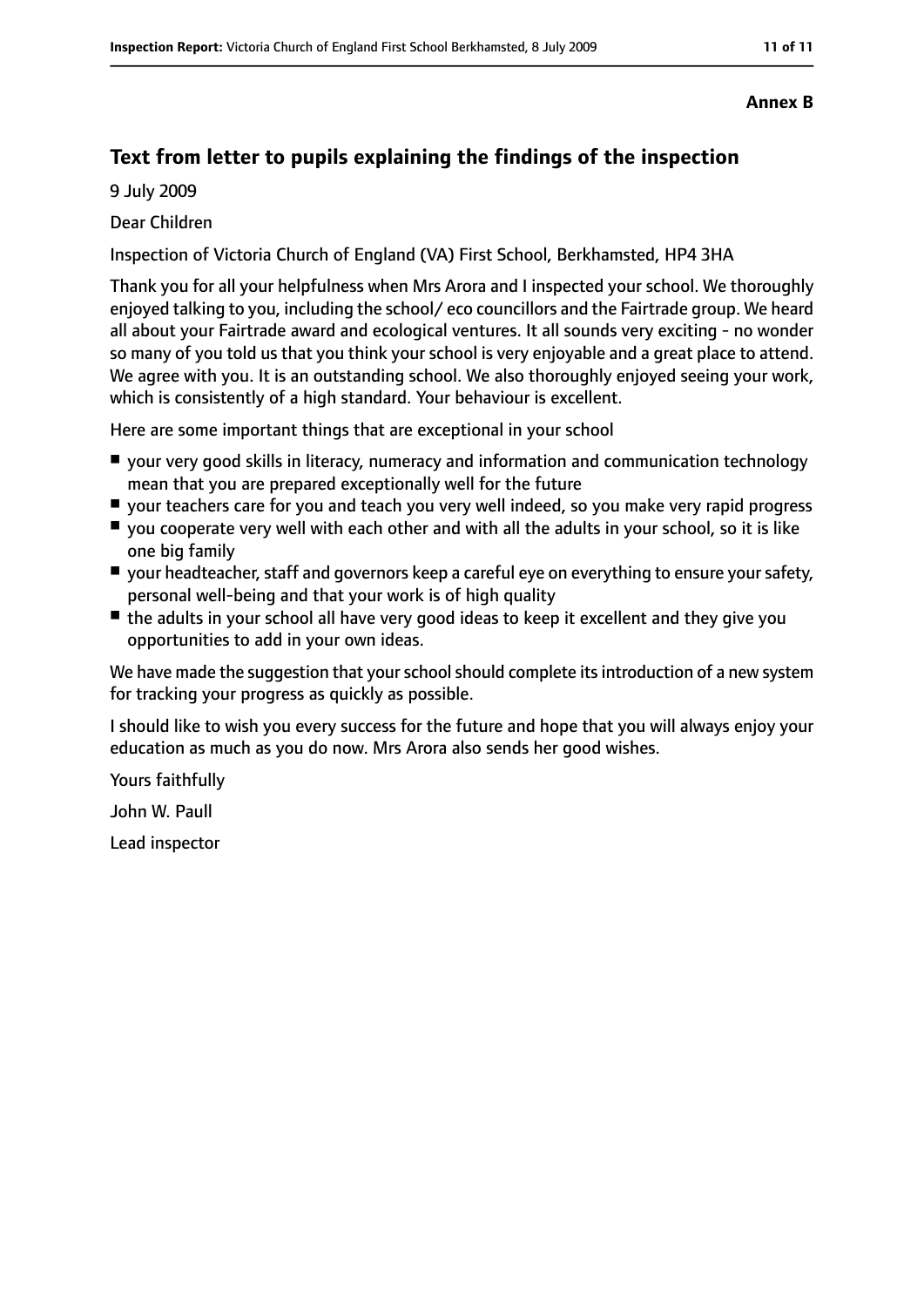**Annex B**

## Text from letter to pupils explaining the findings of the inspection

9 July 2009

Dear Children

Inspection of Victoria Church of England (VA) First School, Berkhamsted, HP4 3HA

Thank you for all your helpfulness when Mrs Arora and I inspected your school. We thoroughly enjoyed talking to you, including the school/ eco councillors and the Fairtrade group. We heard all about your Fairtrade award and ecological ventures. It all sounds very exciting - no wonder so many of you told us that you think your school is very enjoyable and a great place to attend. We agree with you. It is an outstanding school. We also thoroughly enjoyed seeing your work, which is consistently of a high standard. Your behaviour is excellent.

Here are some important things that are exceptional in your school

- your very good skills in literacy, numeracy and information and communication technology mean that you are prepared exceptionally well for the future
- your teachers care for you and teach you very well indeed, so you make very rapid progress
- you cooperate very well with each other and with all the adults in your school, so it is like one big family
- your headteacher, staff and governors keep a careful eye on everything to ensure your safety, personal well-being and that your work is of high quality
- the adults in your school all have very good ideas to keep it excellent and they give you opportunities to add in your own ideas.

We have made the suggestion that your school should complete its introduction of a new system for tracking your progress as quickly as possible.

I should like to wish you every success for the future and hope that you will always enjoy your education as much as you do now. Mrs Arora also sends her good wishes.

Yours faithfully

John W. Paull

Lead inspector